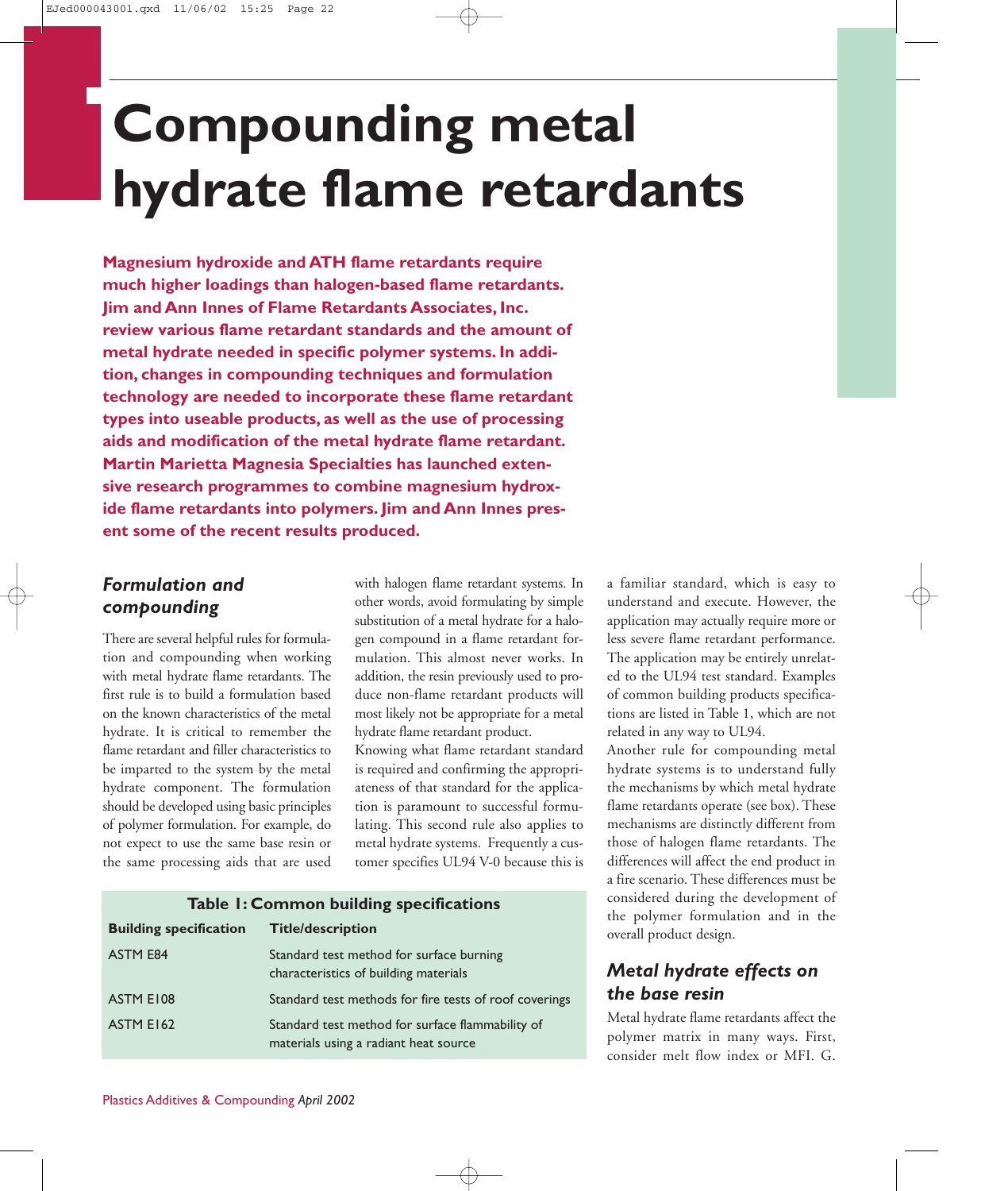# Compounding metal hydrate flame retardants

**Magnesium hydroxide and ATH flame retardants require much higher loadings than halogen-based flame retardants. Jim and Ann Innes of Flame Retardants Associates, Inc. review various flame retardant standards and the amount of metal hydrate needed in specific polymer systems. In addition, changes in compounding techniques and formulation technology are needed to incorporate these flame retardant types into useable products, as well as the use of processing aids and modification of the metal hydrate flame retardant. Martin Marietta Magnesia Specialties has launched extensive research programmes to combine magnesium hydroxide flame retardants into polymers. Jim and Ann Innes present some of the recent results produced.**

## *Formulation and compounding*

There are several helpful rules for formulation and compounding when working with metal hydrate flame retardants. The first rule is to build a formulation based on the known characteristics of the metal hydrate. It is critical to remember the flame retardant and filler characteristics to be imparted to the system by the metal hydrate component. The formulation should be developed using basic principles of polymer formulation. For example, do not expect to use the same base resin or the same processing aids that are used with halogen flame retardant systems. In other words, avoid formulating by simple substitution of a metal hydrate for a halogen compound in a flame retardant formulation. This almost never works. In addition, the resin previously used to produce non-flame retardant products will most likely not be appropriate for a metal hydrate flame retardant product.

Knowing what flame retardant standard is required and confirming the appropriateness of that standard for the application is paramount to successful formulating. This second rule also applies to metal hydrate systems. Frequently a customer specifies UL94 V-0 because this is a familiar standard, which is easy to understand and execute. However, the application may actually require more or less severe flame retardant performance. The application may be entirely unrelated to the UL94 test standard. Examples of common building products specifications are listed in Table 1, which are not related in any way to UL94.

Another rule for compounding metal hydrate systems is to understand fully the mechanisms by which metal hydrate flame retardants operate (see box). These mechanisms are distinctly different from those of halogen flame retardants. The differences will affect the end product in a fire scenario. These differences must be considered during the development of the polymer formulation and in the overall product design.

**Table 1: Common building specifications**

| Building specification | Title/description |
|---|---|
| ASTM E84 | Standard test method for surface burning characteristics of building materials |
| ASTM E108 | Standard test methods for fire tests of roof coverings |
| ASTM E162 | Standard test method for surface flammability of materials using a radiant heat source |

## *Metal hydrate effects on the base resin*

Metal hydrate flame retardants affect the polymer matrix in many ways. First, consider melt flow index or MFI. G.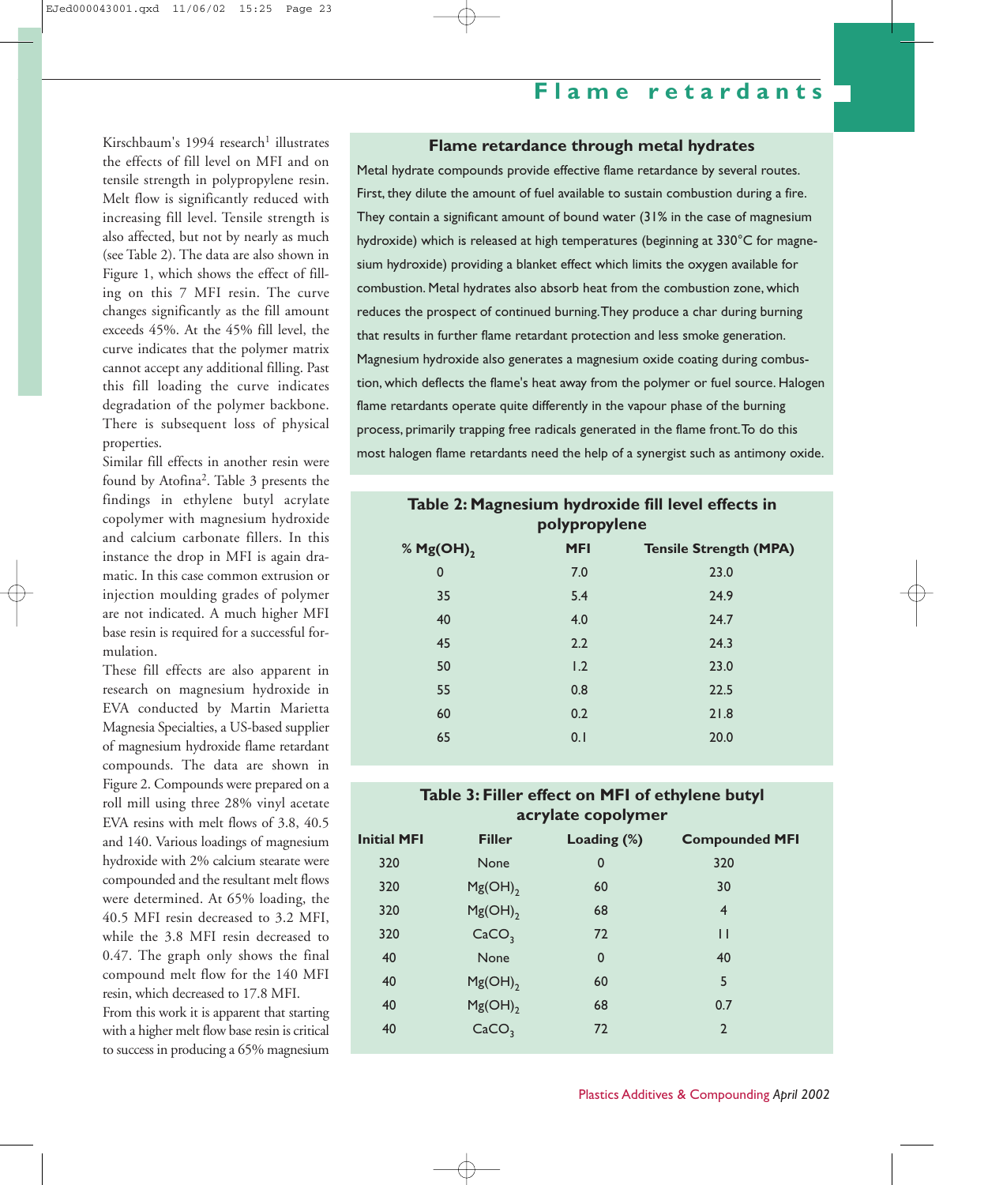Kirschbaum's 1994 research[1] illustrates the effects of fill level on MFI and on tensile strength in polypropylene resin. Melt flow is significantly reduced with increasing fill level. Tensile strength is also affected, but not by nearly as much (see Table 2). The data are also shown in Figure 1, which shows the effect of filling on this 7 MFI resin. The curve changes significantly as the fill amount exceeds 45%. At the 45% fill level, the curve indicates that the polymer matrix cannot accept any additional filling. Past this fill loading the curve indicates degradation of the polymer backbone. There is subsequent loss of physical properties.

Similar fill effects in another resin were found by Atofina[2]. Table 3 presents the findings in ethylene butyl acrylate copolymer with magnesium hydroxide and calcium carbonate fillers. In this instance the drop in MFI is again dramatic. In this case common extrusion or injection moulding grades of polymer are not indicated. A much higher MFI base resin is required for a successful formulation.

These fill effects are also apparent in research on magnesium hydroxide in EVA conducted by Martin Marietta Magnesia Specialties, a US-based supplier of magnesium hydroxide flame retardant compounds. The data are shown in Figure 2. Compounds were prepared on a roll mill using three 28% vinyl acetate EVA resins with melt flows of 3.8, 40.5 and 140. Various loadings of magnesium hydroxide with 2% calcium stearate were compounded and the resultant melt flows were determined. At 65% loading, the 40.5 MFI resin decreased to 3.2 MFI, while the 3.8 MFI resin decreased to 0.47. The graph only shows the final compound melt flow for the 140 MFI resin, which decreased to 17.8 MFI.

From this work it is apparent that starting with a higher melt flow base resin is critical to success in producing a 65% magnesium

### Flame retardance through metal hydrates

Metal hydrate compounds provide effective flame retardance by several routes. First, they dilute the amount of fuel available to sustain combustion during a fire. They contain a significant amount of bound water (31% in the case of magnesium hydroxide) which is released at high temperatures (beginning at 330°C for magnesium hydroxide) providing a blanket effect which limits the oxygen available for combustion. Metal hydrates also absorb heat from the combustion zone, which reduces the prospect of continued burning. They produce a char during burning that results in further flame retardant protection and less smoke generation. Magnesium hydroxide also generates a magnesium oxide coating during combustion, which deflects the flame's heat away from the polymer or fuel source. Halogen flame retardants operate quite differently in the vapour phase of the burning process, primarily trapping free radicals generated in the flame front. To do this most halogen flame retardants need the help of a synergist such as antimony oxide.

**Table 2: Magnesium hydroxide fill level effects in polypropylene**

| % $Mg(OH)_2$ | MFI | Tensile Strength (MPA) |
|---|---|---|
| 0 | 7.0 | 23.0 |
| 35 | 5.4 | 24.9 |
| 40 | 4.0 | 24.7 |
| 45 | 2.2 | 24.3 |
| 50 | 1.2 | 23.0 |
| 55 | 0.8 | 22.5 |
| 60 | 0.2 | 21.8 |
| 65 | 0.1 | 20.0 |

**Table 3: Filler effect on MFI of ethylene butyl acrylate copolymer**

| Initial MFI | Filler | Loading (%) | Compounded MFI |
|---|---|---|---|
| 320 | None | 0 | 320 |
| 320 | $Mg(OH)_2$ | 60 | 30 |
| 320 | $Mg(OH)_2$ | 68 | 4 |
| 320 | $CaCO_3$ | 72 | 11 |
| 40 | None | 0 | 40 |
| 40 | $Mg(OH)_2$ | 60 | 5 |
| 40 | $Mg(OH)_2$ | 68 | 0.7 |
| 40 | $CaCO_3$ | 72 | 2 |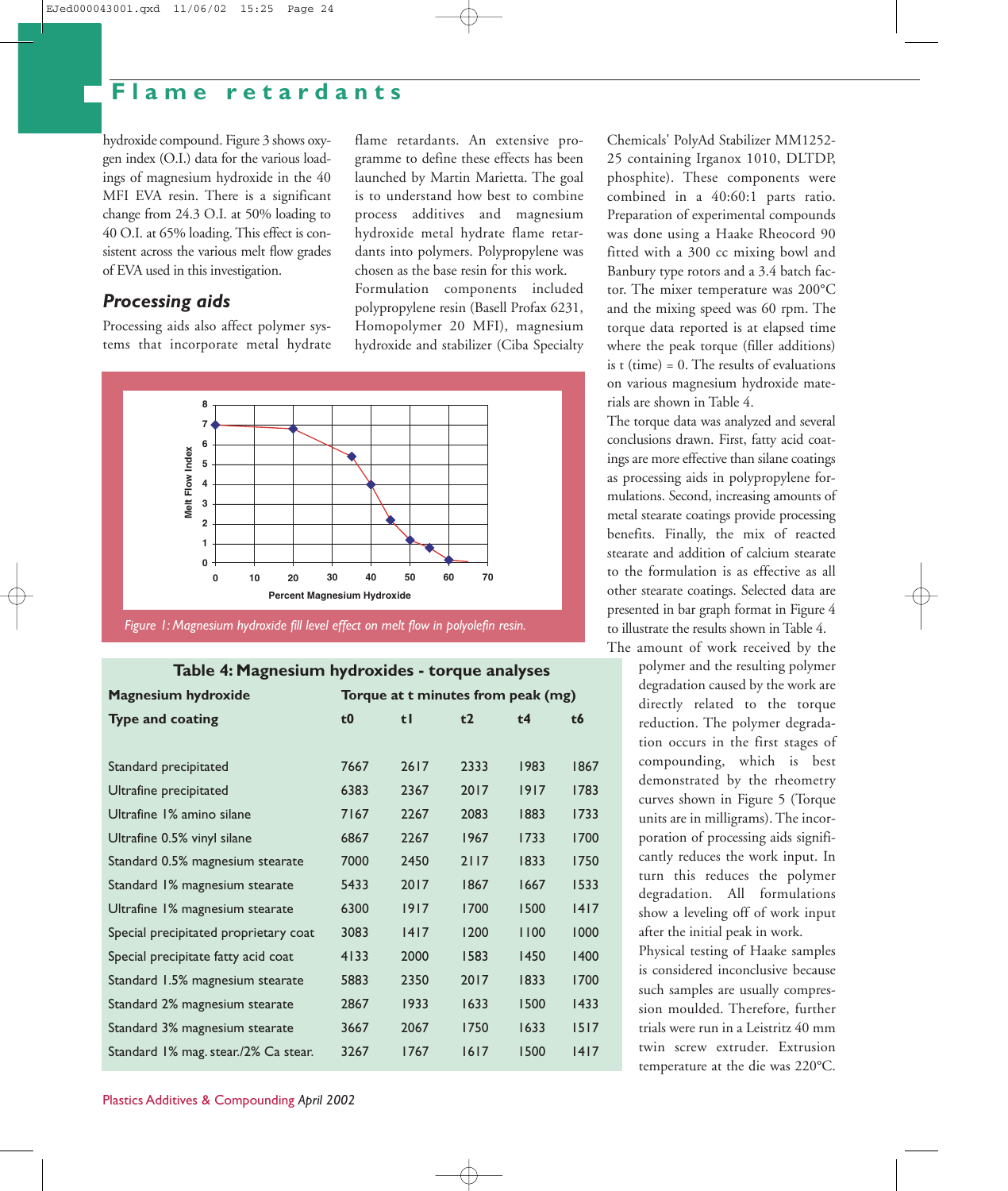# Flame retardants

hydroxide compound. Figure 3 shows oxygen index (O.I.) data for the various loadings of magnesium hydroxide in the 40 MFI EVA resin. There is a significant change from 24.3 O.I. at 50% loading to 40 O.I. at 65% loading. This effect is consistent across the various melt flow grades of EVA used in this investigation.

## *Processing aids*

Processing aids also affect polymer systems that incorporate metal hydrate flame retardants. An extensive programme to define these effects has been launched by Martin Marietta. The goal is to understand how best to combine process additives and magnesium hydroxide metal hydrate flame retardants into polymers. Polypropylene was chosen as the base resin for this work. Formulation components included polypropylene resin (Basell Profax 6231, Homopolymer 20 MFI), magnesium hydroxide and stabilizer (Ciba Specialty Chemicals' PolyAd Stabilizer MM1252-25 containing Irganox 1010, DLTDP, phosphite). These components were combined in a 40:60:1 parts ratio. Preparation of experimental compounds was done using a Haake Rheocord 90 fitted with a 300 cc mixing bowl and Banbury type rotors and a 3.4 batch factor. The mixer temperature was 200°C and the mixing speed was 60 rpm. The torque data reported is at elapsed time where the peak torque (filler additions) is t (time) = 0. The results of evaluations on various magnesium hydroxide materials are shown in Table 4.

The torque data was analyzed and several conclusions drawn. First, fatty acid coatings are more effective than silane coatings as processing aids in polypropylene formulations. Second, increasing amounts of metal stearate coatings provide processing benefits. Finally, the mix of reacted stearate and addition of calcium stearate to the formulation is as effective as all other stearate coatings. Selected data are presented in bar graph format in Figure 4 to illustrate the results shown in Table 4.

The amount of work received by the polymer and the resulting polymer degradation caused by the work are directly related to the torque reduction. The polymer degradation occurs in the first stages of compounding, which is best demonstrated by the rheometry curves shown in Figure 5 (Torque units are in milligrams). The incorporation of processing aids significantly reduces the work input. In turn this reduces the polymer degradation. All formulations show a leveling off of work input after the initial peak in work.

Physical testing of Haake samples is considered inconclusive because such samples are usually compression moulded. Therefore, further trials were run in a Leistritz 40 mm twin screw extruder. Extrusion temperature at the die was 220°C.

Melt Flow Index
0 1 2 3 4 5 6 7 8
0 10 20 30 40 50 60 70
Percent Magnesium Hydroxide

*Figure 1: Magnesium hydroxide fill level effect on melt flow in polyolefin resin.*

**Table 4: Magnesium hydroxides - torque analyses**

| Magnesium hydroxide Type and coating | Torque at t minutes from peak (mg) t0 | t1 | t2 | t4 | t6 |
|---|---|---|---|---|---|
| Standard precipitated | 7667 | 2617 | 2333 | 1983 | 1867 |
| Ultrafine precipitated | 6383 | 2367 | 2017 | 1917 | 1783 |
| Ultrafine 1% amino silane | 7167 | 2267 | 2083 | 1883 | 1733 |
| Ultrafine 0.5% vinyl silane | 6867 | 2267 | 1967 | 1733 | 1700 |
| Standard 0.5% magnesium stearate | 7000 | 2450 | 2117 | 1833 | 1750 |
| Standard 1% magnesium stearate | 5433 | 2017 | 1867 | 1667 | 1533 |
| Ultrafine 1% magnesium stearate | 6300 | 1917 | 1700 | 1500 | 1417 |
| Special precipitated proprietary coat | 3083 | 1417 | 1200 | 1100 | 1000 |
| Special precipitate fatty acid coat | 4133 | 2000 | 1583 | 1450 | 1400 |
| Standard 1.5% magnesium stearate | 5883 | 2350 | 2017 | 1833 | 1700 |
| Standard 2% magnesium stearate | 2867 | 1933 | 1633 | 1500 | 1433 |
| Standard 3% magnesium stearate | 3667 | 2067 | 1750 | 1633 | 1517 |
| Standard 1% mag. stear./2% Ca stear. | 3267 | 1767 | 1617 | 1500 | 1417 |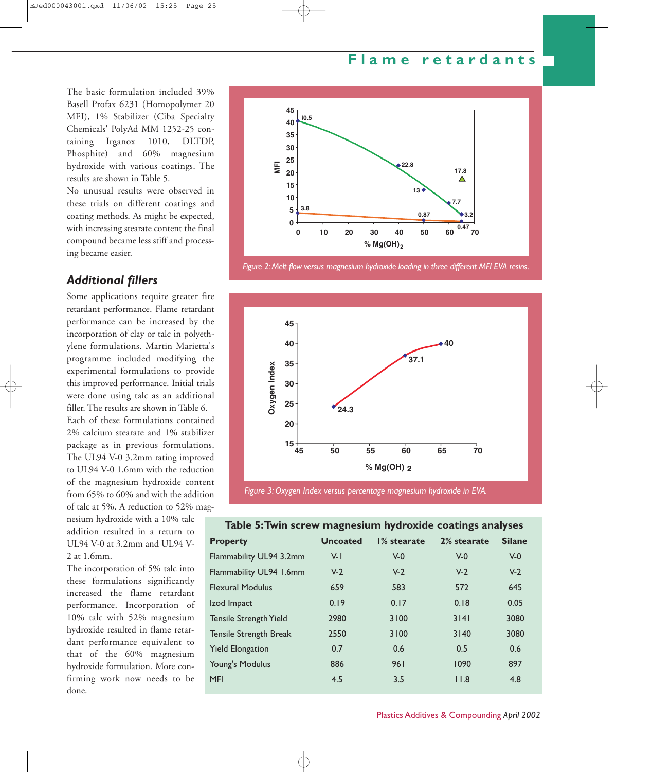The basic formulation included 39% Basell Profax 6231 (Homopolymer 20 MFI), 1% Stabilizer (Ciba Specialty Chemicals' PolyAd MM 1252-25 containing Irganox 1010, DLTDP, Phosphite) and 60% magnesium hydroxide with various coatings. The results are shown in Table 5.

No unusual results were observed in these trials on different coatings and coating methods. As might be expected, with increasing stearate content the final compound became less stiff and processing became easier.

## Additional fillers

Some applications require greater fire retardant performance. Flame retardant performance can be increased by the incorporation of clay or talc in polyethylene formulations. Martin Marietta's programme included modifying the experimental formulations to provide this improved performance. Initial trials were done using talc as an additional filler. The results are shown in Table 6.

Each of these formulations contained 2% calcium stearate and 1% stabilizer package as in previous formulations. The UL94 V-0 3.2mm rating improved to UL94 V-0 1.6mm with the reduction of the magnesium hydroxide content from 65% to 60% and with the addition of talc at 5%. A reduction to 52% magnesium hydroxide with a 10% talc addition resulted in a return to UL94 V-0 at 3.2mm and UL94 V-2 at 1.6mm.

The incorporation of 5% talc into these formulations significantly increased the flame retardant performance. Incorporation of 10% talc with 52% magnesium hydroxide resulted in flame retardant performance equivalent to that of the 60% magnesium hydroxide formulation. More confirming work now needs to be done.

MFI

45
40
35
30
25
20
15
10
5
0

0 10 20 30 40 50 60 70

% $Mg(OH)_2$

40.5
22.8
13
7.7
3.2
17.8
3.8
0.87
0.47

*Figure 2: Melt flow versus magnesium hydroxide loading in three different MFI EVA resins.*

Oxygen Index

45
40
35
30
25
20
15

45 50 55 60 65 70

% $Mg(OH)_2$

24.3
37.1
40

*Figure 3: Oxygen Index versus percentage magnesium hydroxide in EVA.*

**Table 5: Twin screw magnesium hydroxide coatings analyses**

| Property | Uncoated | 1% stearate | 2% stearate | Silane |
|---|---|---|---|---|
| Flammability UL94 3.2mm | V-1 | V-0 | V-0 | V-0 |
| Flammability UL94 1.6mm | V-2 | V-2 | V-2 | V-2 |
| Flexural Modulus | 659 | 583 | 572 | 645 |
| Izod Impact | 0.19 | 0.17 | 0.18 | 0.05 |
| Tensile Strength Yield | 2980 | 3100 | 3141 | 3080 |
| Tensile Strength Break | 2550 | 3100 | 3140 | 3080 |
| Yield Elongation | 0.7 | 0.6 | 0.5 | 0.6 |
| Young's Modulus | 886 | 961 | 1090 | 897 |
| MFI | 4.5 | 3.5 | 11.8 | 4.8 |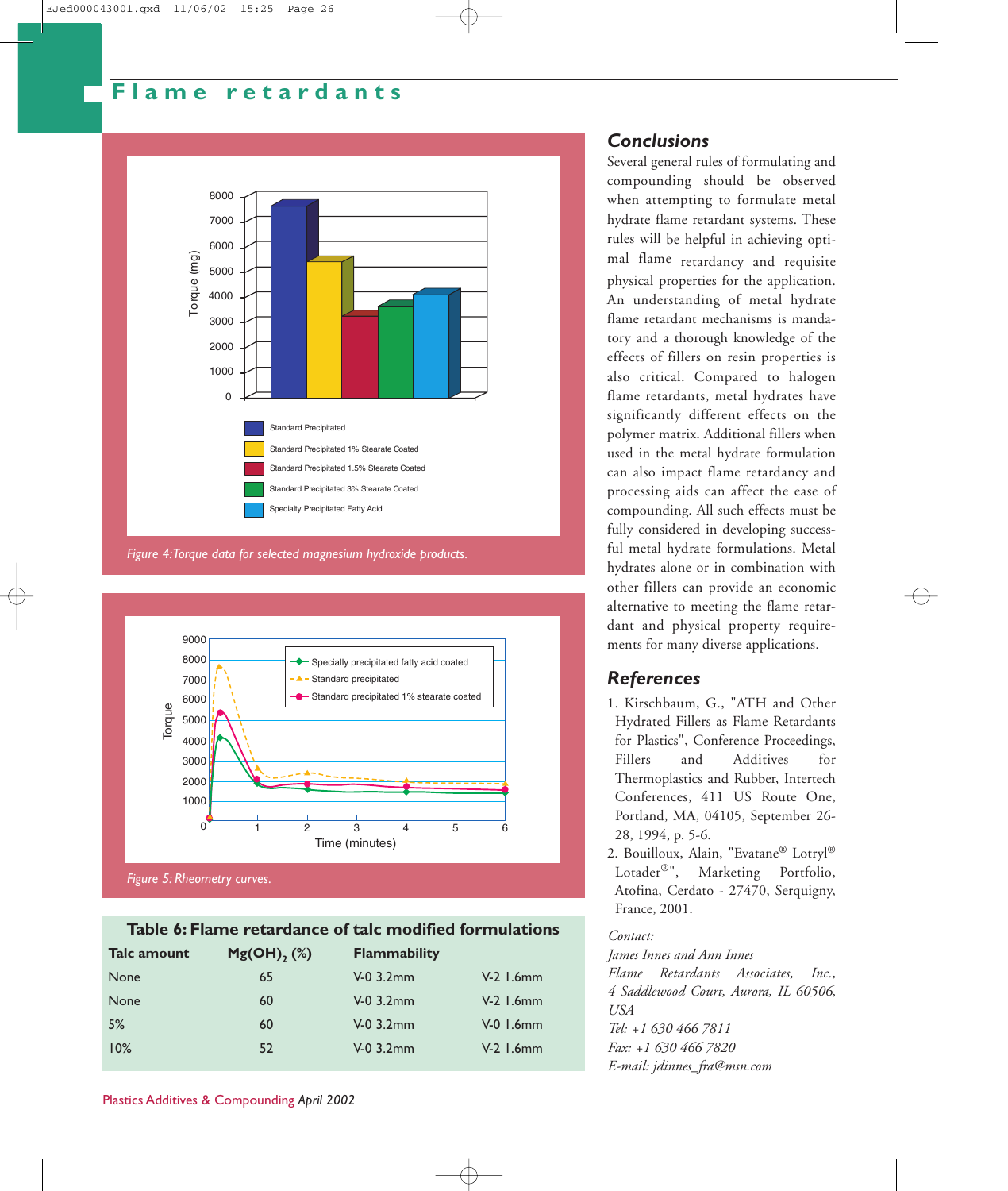# Flame retardants

8000
7000
6000
5000
4000
3000
2000
1000
0

Torque (mg)

Standard Precipitated
Standard Precipitated 1% Stearate Coated
Standard Precipitated 1.5% Stearate Coated
Standard Precipitated 3% Stearate Coated
Specialty Precipitated Fatty Acid

*Figure 4: Torque data for selected magnesium hydroxide products.*

9000
8000
7000
6000
5000
4000
3000
2000
1000
0

Torque

0 1 2 3 4 5 6

Time (minutes)

Specially precipitated fatty acid coated
Standard precipitated
Standard precipitated 1% stearate coated

*Figure 5: Rheometry curves.*

**Table 6: Flame retardance of talc modified formulations**

| Talc amount | $Mg(OH)_2$ (%) | Flammability | |
|---|---|---|---|
| None | 65 | V-0 3.2mm | V-2 1.6mm |
| None | 60 | V-0 3.2mm | V-2 1.6mm |
| 5% | 60 | V-0 3.2mm | V-0 1.6mm |
| 10% | 52 | V-0 3.2mm | V-2 1.6mm |

## Conclusions

Several general rules of formulating and compounding should be observed when attempting to formulate metal hydrate flame retardant systems. These rules will be helpful in achieving optimal flame retardancy and requisite physical properties for the application. An understanding of metal hydrate flame retardant mechanisms is mandatory and a thorough knowledge of the effects of fillers on resin properties is also critical. Compared to halogen flame retardants, metal hydrates have significantly different effects on the polymer matrix. Additional fillers when used in the metal hydrate formulation can also impact flame retardancy and processing aids can affect the ease of compounding. All such effects must be fully considered in developing successful metal hydrate formulations. Metal hydrates alone or in combination with other fillers can provide an economic alternative to meeting the flame retardant and physical property requirements for many diverse applications.

## References

1. Kirschbaum, G., "ATH and Other Hydrated Fillers as Flame Retardants for Plastics", Conference Proceedings, Fillers and Additives for Thermoplastics and Rubber, Intertech Conferences, 411 US Route One, Portland, MA, 04105, September 26-28, 1994, p. 5-6.
2. Bouilloux, Alain, "Evatane® Lotryl® Lotader®", Marketing Portfolio, Atofina, Cerdato - 27470, Serquigny, France, 2001.

*Contact:*
*James Innes and Ann Innes*
*Flame Retardants Associates, Inc., 4 Saddlewood Court, Aurora, IL 60506, USA*
*Tel: +1 630 466 7811*
*Fax: +1 630 466 7820*
*E-mail: jdinnes_fra@msn.com*